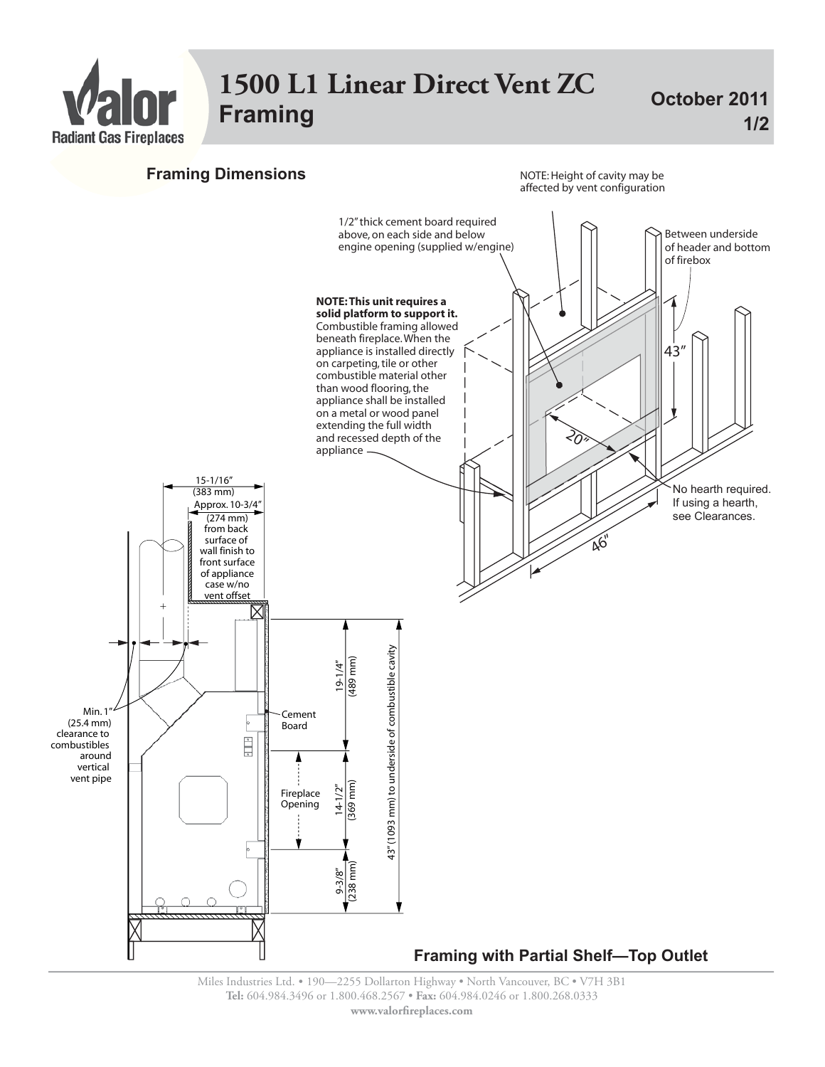# 1500 L1 Linear Direct Vent ZC

## Framing

October 2011

## Framing Dimensions

NOTE: Height of cavity may be affected by vent configuration

1/2" thick cement board required above, on each side and below engine opening (supplied w/engine)

Between underside of header and bottom of firebox

43"

**NOTE: This unit requires a solid platform to support it.** Combustible framing allowed beneath fireplace. When the appliance is installed directly on carpeting, tile or other combustible material other than wood flooring, the appliance shall be installed on a metal or wood panel extending the full width and recessed depth of the appliance

20"

No hearth required. If using a hearth, see Clearances.

46"

15-1/16" (383 mm)

Approx. 10-3/4" (274 mm) from back surface of wall finish to front surface of appliance case w/no vent offset

Min. 1" (25.4 mm) clearance to combustibles around vertical vent pipe

Cement Board

Fireplace Opening

19-1/4" (489 mm)

14-1/2" (369 mm)

9-3/8" (238 mm)

43" (1093 mm) to underside of combustible cavity

**Framing with Partial Shelf—Top Outlet**

Miles Industries Ltd. • 190—2255 Dollarton Highway • North Vancouver, BC • V7H 3B1
**Tel:** 604.984.3496 or 1.800.468.2567 • **Fax:** 604.984.0246 or 1.800.268.0333
**www.valorfireplaces.com**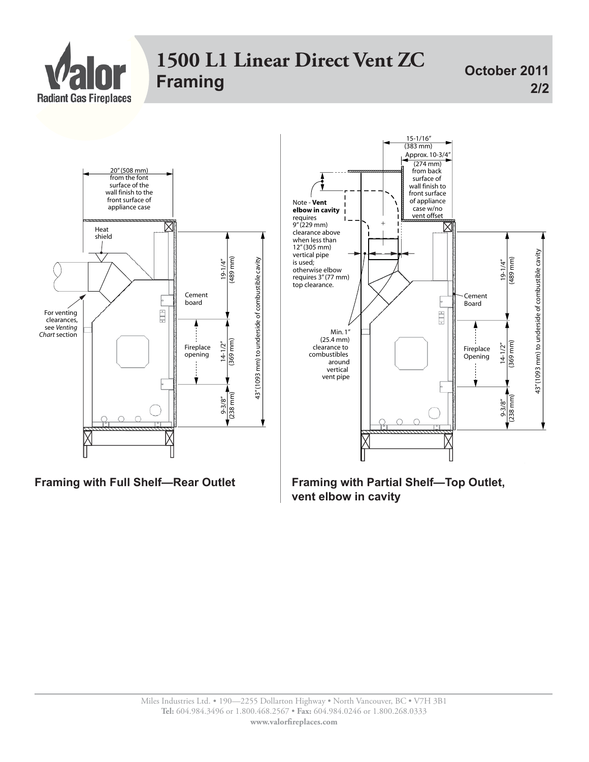# 1500 L1 Linear Direct Vent ZC

## Framing

October 2011

20" (508 mm) from the font surface of the wall finish to the front surface of appliance case

Heat shield

For venting clearances, see *Venting Chart* section

Cement board

Fireplace opening

19-1/4" (489 mm)

14-1/2" (369 mm)

9-3/8" (238 mm)

43" (1093 mm) to underside of combustible cavity

**Framing with Full Shelf—Rear Outlet**

15-1/16" (383 mm)

Approx. 10-3/4" (274 mm) from back surface of wall finish to front surface of appliance case w/no vent offset

Note - **Vent elbow in cavity** requires 9" (229 mm) clearance above when less than 12" (305 mm) vertical pipe is used; otherwise elbow requires 3" (77 mm) top clearance.

Min. 1" (25.4 mm) clearance to combustibles around vertical vent pipe

Cement Board

Fireplace Opening

19-1/4" (489 mm)

14-1/2" (369 mm)

9-3/8" (238 mm)

43" (1093 mm) to underside of combustible cavity

**Framing with Partial Shelf—Top Outlet, vent elbow in cavity**

Miles Industries Ltd. • 190—2255 Dollarton Highway • North Vancouver, BC • V7H 3B1
**Tel:** 604.984.3496 or 1.800.468.2567 • **Fax:** 604.984.0246 or 1.800.268.0333
**www.valorfireplaces.com**